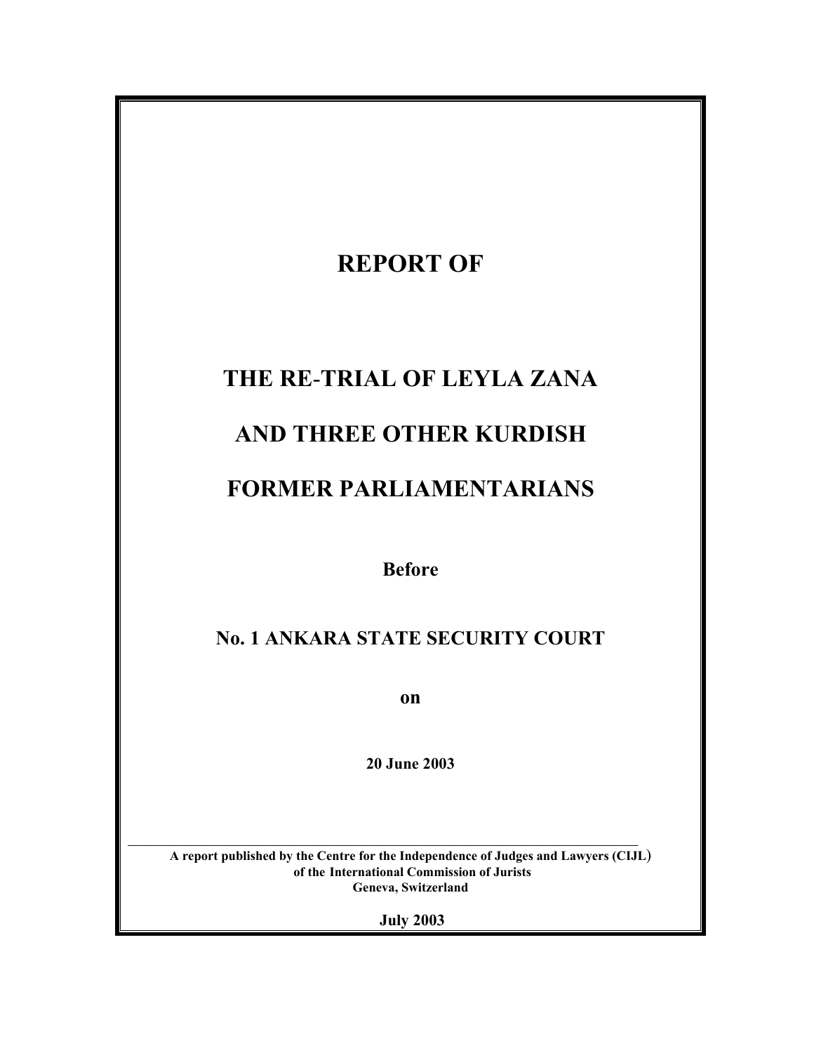# REPORT OF

# THE RE-TRIAL OF LEYLA ZANA

# AND THREE OTHER KURDISH

# FORMER PARLIAMENTARIANS

**Before**

## No. 1 ANKARA STATE SECURITY COURT

**on**

**20 June 2003**

---

**A report published by the Centre for the Independence of Judges and Lawyers (CIJL)**
**of the International Commission of Jurists**
**Geneva, Switzerland**

**July 2003**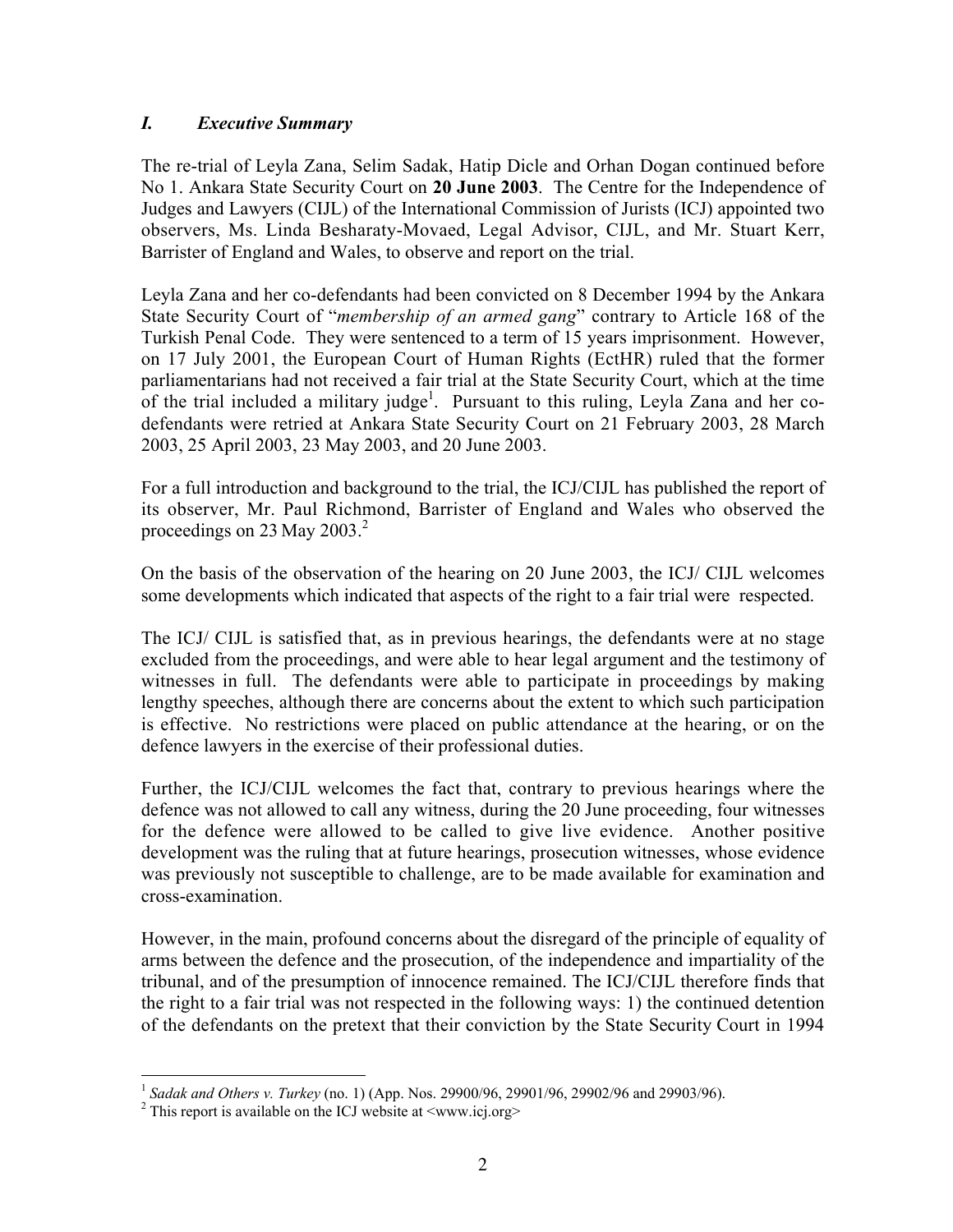## *I. Executive Summary*

The re-trial of Leyla Zana, Selim Sadak, Hatip Dicle and Orhan Dogan continued before No 1. Ankara State Security Court on **20 June 2003**. The Centre for the Independence of Judges and Lawyers (CIJL) of the International Commission of Jurists (ICJ) appointed two observers, Ms. Linda Besharaty-Movaed, Legal Advisor, CIJL, and Mr. Stuart Kerr, Barrister of England and Wales, to observe and report on the trial.

Leyla Zana and her co-defendants had been convicted on 8 December 1994 by the Ankara State Security Court of "*membership of an armed gang*" contrary to Article 168 of the Turkish Penal Code. They were sentenced to a term of 15 years imprisonment. However, on 17 July 2001, the European Court of Human Rights (EctHR) ruled that the former parliamentarians had not received a fair trial at the State Security Court, which at the time of the trial included a military judge[1]. Pursuant to this ruling, Leyla Zana and her co-defendants were retried at Ankara State Security Court on 21 February 2003, 28 March 2003, 25 April 2003, 23 May 2003, and 20 June 2003.

For a full introduction and background to the trial, the ICJ/CIJL has published the report of its observer, Mr. Paul Richmond, Barrister of England and Wales who observed the proceedings on 23 May 2003.[2]

On the basis of the observation of the hearing on 20 June 2003, the ICJ/ CIJL welcomes some developments which indicated that aspects of the right to a fair trial were respected.

The ICJ/ CIJL is satisfied that, as in previous hearings, the defendants were at no stage excluded from the proceedings, and were able to hear legal argument and the testimony of witnesses in full. The defendants were able to participate in proceedings by making lengthy speeches, although there are concerns about the extent to which such participation is effective. No restrictions were placed on public attendance at the hearing, or on the defence lawyers in the exercise of their professional duties.

Further, the ICJ/CIJL welcomes the fact that, contrary to previous hearings where the defence was not allowed to call any witness, during the 20 June proceeding, four witnesses for the defence were allowed to be called to give live evidence. Another positive development was the ruling that at future hearings, prosecution witnesses, whose evidence was previously not susceptible to challenge, are to be made available for examination and cross-examination.

However, in the main, profound concerns about the disregard of the principle of equality of arms between the defence and the prosecution, of the independence and impartiality of the tribunal, and of the presumption of innocence remained. The ICJ/CIJL therefore finds that the right to a fair trial was not respected in the following ways: 1) the continued detention of the defendants on the pretext that their conviction by the State Security Court in 1994

---

[1] *Sadak and Others v. Turkey* (no. 1) (App. Nos. 29900/96, 29901/96, 29902/96 and 29903/96).

[2] This report is available on the ICJ website at <www.icj.org>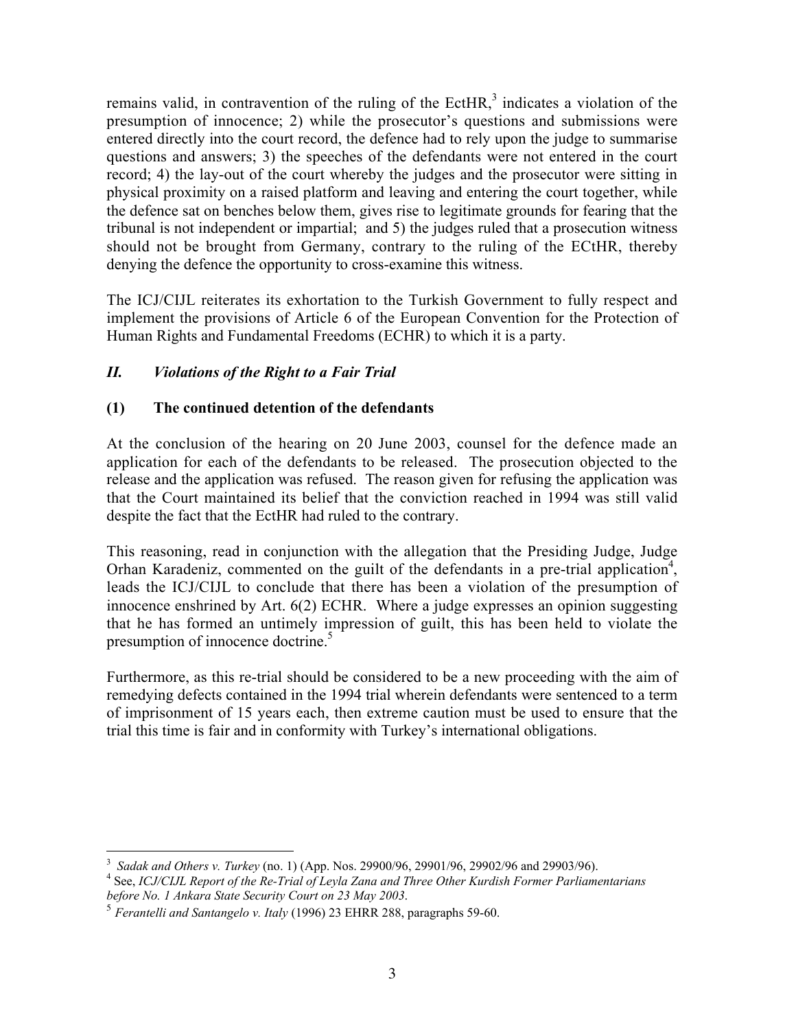remains valid, in contravention of the ruling of the EctHR,[3] indicates a violation of the presumption of innocence; 2) while the prosecutor's questions and submissions were entered directly into the court record, the defence had to rely upon the judge to summarise questions and answers; 3) the speeches of the defendants were not entered in the court record; 4) the lay-out of the court whereby the judges and the prosecutor were sitting in physical proximity on a raised platform and leaving and entering the court together, while the defence sat on benches below them, gives rise to legitimate grounds for fearing that the tribunal is not independent or impartial; and 5) the judges ruled that a prosecution witness should not be brought from Germany, contrary to the ruling of the ECtHR, thereby denying the defence the opportunity to cross-examine this witness.

The ICJ/CIJL reiterates its exhortation to the Turkish Government to fully respect and implement the provisions of Article 6 of the European Convention for the Protection of Human Rights and Fundamental Freedoms (ECHR) to which it is a party.

## *II. Violations of the Right to a Fair Trial*

### (1) The continued detention of the defendants

At the conclusion of the hearing on 20 June 2003, counsel for the defence made an application for each of the defendants to be released. The prosecution objected to the release and the application was refused. The reason given for refusing the application was that the Court maintained its belief that the conviction reached in 1994 was still valid despite the fact that the EctHR had ruled to the contrary.

This reasoning, read in conjunction with the allegation that the Presiding Judge, Judge Orhan Karadeniz, commented on the guilt of the defendants in a pre-trial application[4], leads the ICJ/CIJL to conclude that there has been a violation of the presumption of innocence enshrined by Art. 6(2) ECHR. Where a judge expresses an opinion suggesting that he has formed an untimely impression of guilt, this has been held to violate the presumption of innocence doctrine.[5]

Furthermore, as this re-trial should be considered to be a new proceeding with the aim of remedying defects contained in the 1994 trial wherein defendants were sentenced to a term of imprisonment of 15 years each, then extreme caution must be used to ensure that the trial this time is fair and in conformity with Turkey's international obligations.

---

[3] *Sadak and Others v. Turkey* (no. 1) (App. Nos. 29900/96, 29901/96, 29902/96 and 29903/96).

[4] See, *ICJ/CIJL Report of the Re-Trial of Leyla Zana and Three Other Kurdish Former Parliamentarians before No. 1 Ankara State Security Court on 23 May 2003*.

[5] *Ferantelli and Santangelo v. Italy* (1996) 23 EHRR 288, paragraphs 59-60.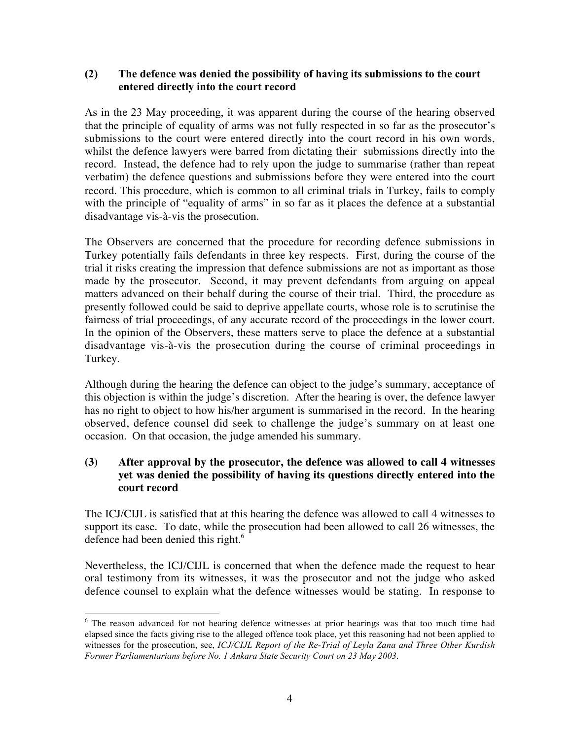**(2) The defence was denied the possibility of having its submissions to the court entered directly into the court record**

As in the 23 May proceeding, it was apparent during the course of the hearing observed that the principle of equality of arms was not fully respected in so far as the prosecutor's submissions to the court were entered directly into the court record in his own words, whilst the defence lawyers were barred from dictating their submissions directly into the record. Instead, the defence had to rely upon the judge to summarise (rather than repeat verbatim) the defence questions and submissions before they were entered into the court record. This procedure, which is common to all criminal trials in Turkey, fails to comply with the principle of "equality of arms" in so far as it places the defence at a substantial disadvantage vis-à-vis the prosecution.

The Observers are concerned that the procedure for recording defence submissions in Turkey potentially fails defendants in three key respects. First, during the course of the trial it risks creating the impression that defence submissions are not as important as those made by the prosecutor. Second, it may prevent defendants from arguing on appeal matters advanced on their behalf during the course of their trial. Third, the procedure as presently followed could be said to deprive appellate courts, whose role is to scrutinise the fairness of trial proceedings, of any accurate record of the proceedings in the lower court. In the opinion of the Observers, these matters serve to place the defence at a substantial disadvantage vis-à-vis the prosecution during the course of criminal proceedings in Turkey.

Although during the hearing the defence can object to the judge's summary, acceptance of this objection is within the judge's discretion. After the hearing is over, the defence lawyer has no right to object to how his/her argument is summarised in the record. In the hearing observed, defence counsel did seek to challenge the judge's summary on at least one occasion. On that occasion, the judge amended his summary.

**(3) After approval by the prosecutor, the defence was allowed to call 4 witnesses yet was denied the possibility of having its questions directly entered into the court record**

The ICJ/CIJL is satisfied that at this hearing the defence was allowed to call 4 witnesses to support its case. To date, while the prosecution had been allowed to call 26 witnesses, the defence had been denied this right.[6]

Nevertheless, the ICJ/CIJL is concerned that when the defence made the request to hear oral testimony from its witnesses, it was the prosecutor and not the judge who asked defence counsel to explain what the defence witnesses would be stating. In response to

---

[6] The reason advanced for not hearing defence witnesses at prior hearings was that too much time had elapsed since the facts giving rise to the alleged offence took place, yet this reasoning had not been applied to witnesses for the prosecution, see, *ICJ/CIJL Report of the Re-Trial of Leyla Zana and Three Other Kurdish Former Parliamentarians before No. 1 Ankara State Security Court on 23 May 2003*.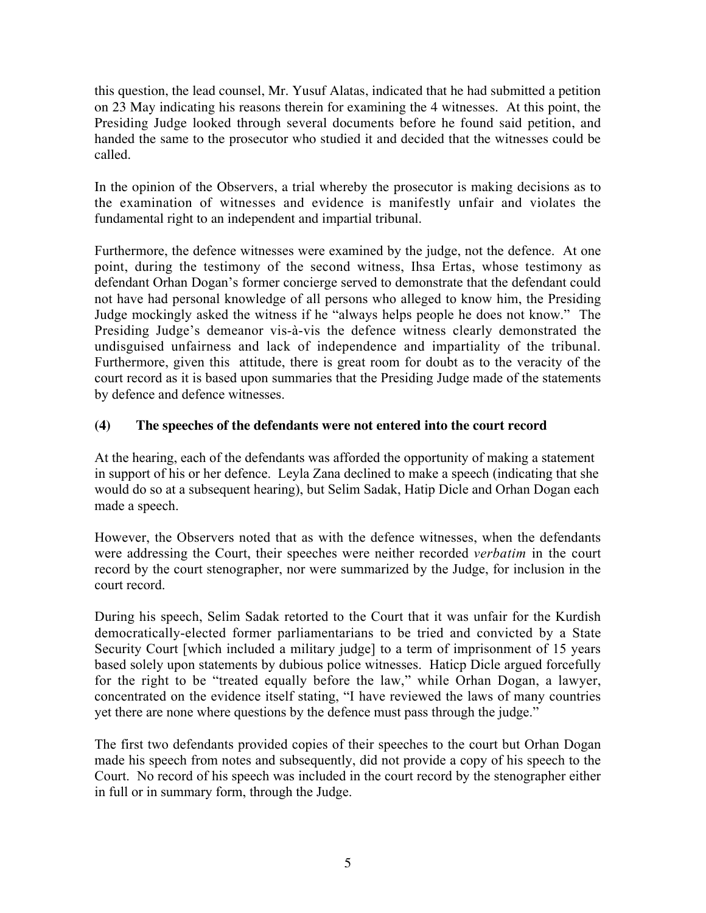this question, the lead counsel, Mr. Yusuf Alatas, indicated that he had submitted a petition on 23 May indicating his reasons therein for examining the 4 witnesses. At this point, the Presiding Judge looked through several documents before he found said petition, and handed the same to the prosecutor who studied it and decided that the witnesses could be called.

In the opinion of the Observers, a trial whereby the prosecutor is making decisions as to the examination of witnesses and evidence is manifestly unfair and violates the fundamental right to an independent and impartial tribunal.

Furthermore, the defence witnesses were examined by the judge, not the defence. At one point, during the testimony of the second witness, Ihsa Ertas, whose testimony as defendant Orhan Dogan's former concierge served to demonstrate that the defendant could not have had personal knowledge of all persons who alleged to know him, the Presiding Judge mockingly asked the witness if he "always helps people he does not know." The Presiding Judge's demeanor vis-à-vis the defence witness clearly demonstrated the undisguised unfairness and lack of independence and impartiality of the tribunal. Furthermore, given this attitude, there is great room for doubt as to the veracity of the court record as it is based upon summaries that the Presiding Judge made of the statements by defence and defence witnesses.

### (4) The speeches of the defendants were not entered into the court record

At the hearing, each of the defendants was afforded the opportunity of making a statement in support of his or her defence. Leyla Zana declined to make a speech (indicating that she would do so at a subsequent hearing), but Selim Sadak, Hatip Dicle and Orhan Dogan each made a speech.

However, the Observers noted that as with the defence witnesses, when the defendants were addressing the Court, their speeches were neither recorded *verbatim* in the court record by the court stenographer, nor were summarized by the Judge, for inclusion in the court record.

During his speech, Selim Sadak retorted to the Court that it was unfair for the Kurdish democratically-elected former parliamentarians to be tried and convicted by a State Security Court [which included a military judge] to a term of imprisonment of 15 years based solely upon statements by dubious police witnesses. Haticp Dicle argued forcefully for the right to be "treated equally before the law," while Orhan Dogan, a lawyer, concentrated on the evidence itself stating, "I have reviewed the laws of many countries yet there are none where questions by the defence must pass through the judge."

The first two defendants provided copies of their speeches to the court but Orhan Dogan made his speech from notes and subsequently, did not provide a copy of his speech to the Court. No record of his speech was included in the court record by the stenographer either in full or in summary form, through the Judge.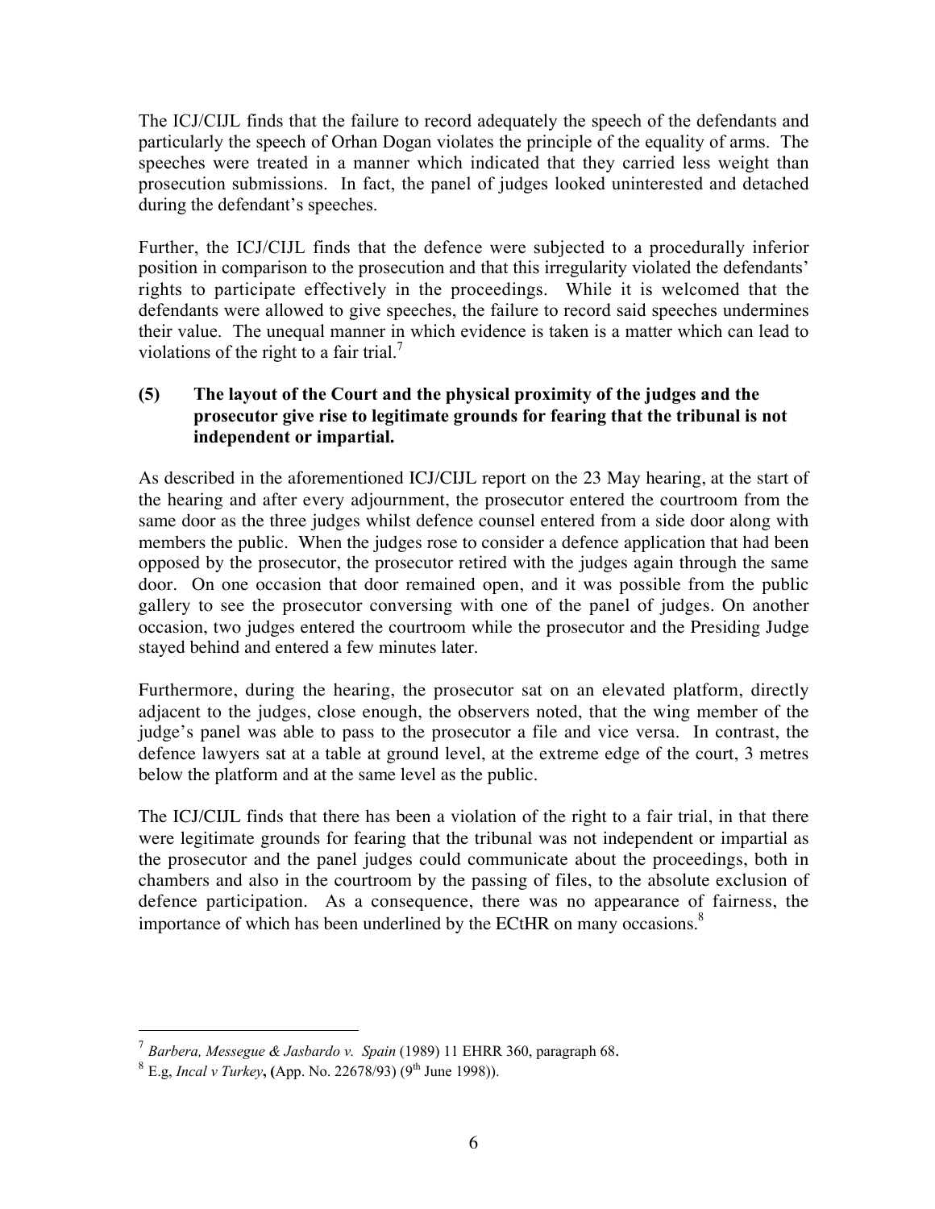The ICJ/CIJL finds that the failure to record adequately the speech of the defendants and particularly the speech of Orhan Dogan violates the principle of the equality of arms. The speeches were treated in a manner which indicated that they carried less weight than prosecution submissions. In fact, the panel of judges looked uninterested and detached during the defendant's speeches.

Further, the ICJ/CIJL finds that the defence were subjected to a procedurally inferior position in comparison to the prosecution and that this irregularity violated the defendants' rights to participate effectively in the proceedings. While it is welcomed that the defendants were allowed to give speeches, the failure to record said speeches undermines their value. The unequal manner in which evidence is taken is a matter which can lead to violations of the right to a fair trial.[7]

**(5) The layout of the Court and the physical proximity of the judges and the prosecutor give rise to legitimate grounds for fearing that the tribunal is not independent or impartial.**

As described in the aforementioned ICJ/CIJL report on the 23 May hearing, at the start of the hearing and after every adjournment, the prosecutor entered the courtroom from the same door as the three judges whilst defence counsel entered from a side door along with members the public. When the judges rose to consider a defence application that had been opposed by the prosecutor, the prosecutor retired with the judges again through the same door. On one occasion that door remained open, and it was possible from the public gallery to see the prosecutor conversing with one of the panel of judges. On another occasion, two judges entered the courtroom while the prosecutor and the Presiding Judge stayed behind and entered a few minutes later.

Furthermore, during the hearing, the prosecutor sat on an elevated platform, directly adjacent to the judges, close enough, the observers noted, that the wing member of the judge's panel was able to pass to the prosecutor a file and vice versa. In contrast, the defence lawyers sat at a table at ground level, at the extreme edge of the court, 3 metres below the platform and at the same level as the public.

The ICJ/CIJL finds that there has been a violation of the right to a fair trial, in that there were legitimate grounds for fearing that the tribunal was not independent or impartial as the prosecutor and the panel judges could communicate about the proceedings, both in chambers and also in the courtroom by the passing of files, to the absolute exclusion of defence participation. As a consequence, there was no appearance of fairness, the importance of which has been underlined by the ECtHR on many occasions.[8]

---

[7] *Barbera, Messegue & Jasbardo v. Spain* (1989) 11 EHRR 360, paragraph 68.

[8] E.g, *Incal v Turkey*, (App. No. 22678/93) (9th June 1998)).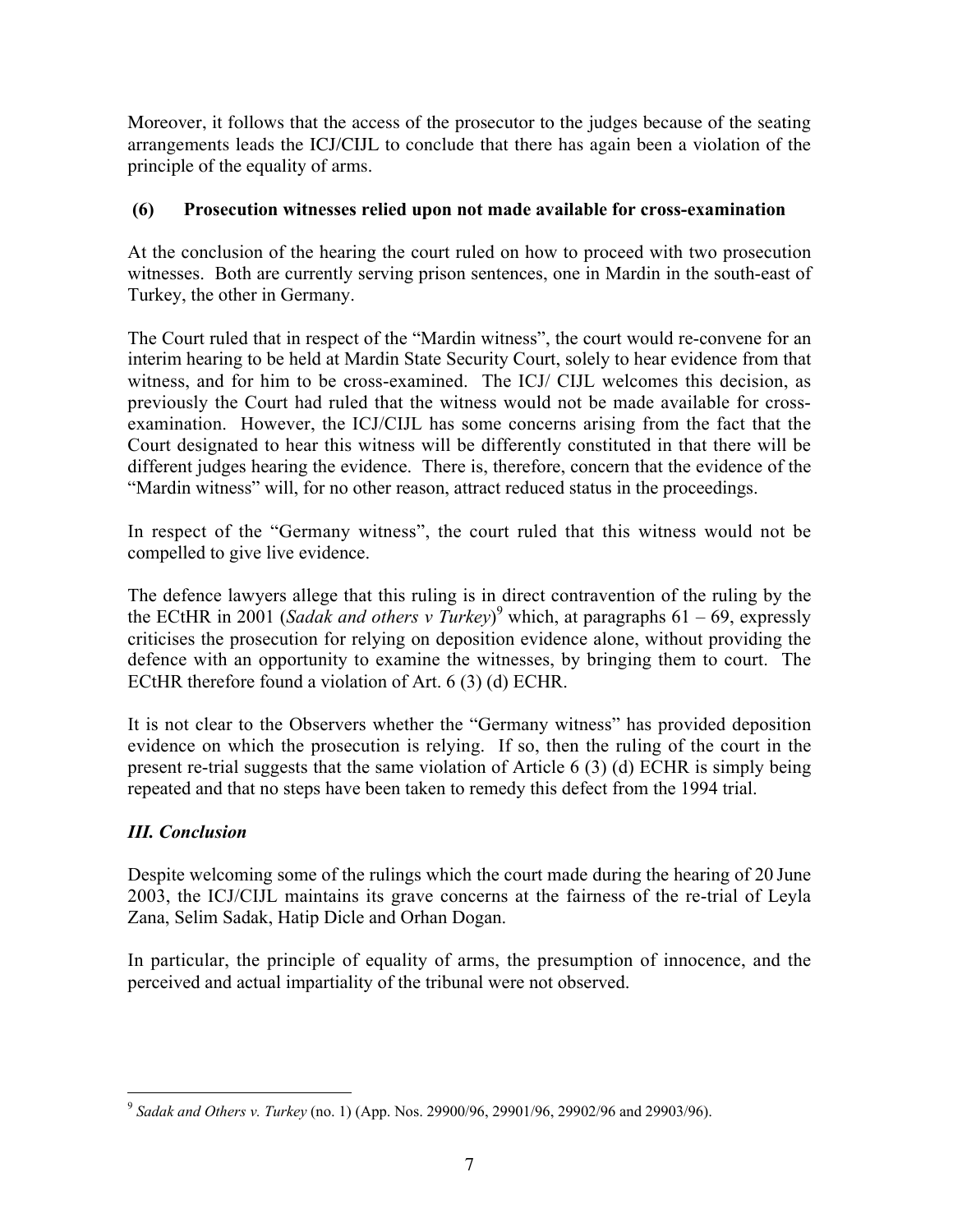Moreover, it follows that the access of the prosecutor to the judges because of the seating arrangements leads the ICJ/CIJL to conclude that there has again been a violation of the principle of the equality of arms.

### (6) Prosecution witnesses relied upon not made available for cross-examination

At the conclusion of the hearing the court ruled on how to proceed with two prosecution witnesses. Both are currently serving prison sentences, one in Mardin in the south-east of Turkey, the other in Germany.

The Court ruled that in respect of the "Mardin witness", the court would re-convene for an interim hearing to be held at Mardin State Security Court, solely to hear evidence from that witness, and for him to be cross-examined. The ICJ/ CIJL welcomes this decision, as previously the Court had ruled that the witness would not be made available for cross-examination. However, the ICJ/CIJL has some concerns arising from the fact that the Court designated to hear this witness will be differently constituted in that there will be different judges hearing the evidence. There is, therefore, concern that the evidence of the "Mardin witness" will, for no other reason, attract reduced status in the proceedings.

In respect of the "Germany witness", the court ruled that this witness would not be compelled to give live evidence.

The defence lawyers allege that this ruling is in direct contravention of the ruling by the the ECtHR in 2001 (*Sadak and others v Turkey*)[9] which, at paragraphs 61 – 69, expressly criticises the prosecution for relying on deposition evidence alone, without providing the defence with an opportunity to examine the witnesses, by bringing them to court. The ECtHR therefore found a violation of Art. 6 (3) (d) ECHR.

It is not clear to the Observers whether the "Germany witness" has provided deposition evidence on which the prosecution is relying. If so, then the ruling of the court in the present re-trial suggests that the same violation of Article 6 (3) (d) ECHR is simply being repeated and that no steps have been taken to remedy this defect from the 1994 trial.

## *III. Conclusion*

Despite welcoming some of the rulings which the court made during the hearing of 20 June 2003, the ICJ/CIJL maintains its grave concerns at the fairness of the re-trial of Leyla Zana, Selim Sadak, Hatip Dicle and Orhan Dogan.

In particular, the principle of equality of arms, the presumption of innocence, and the perceived and actual impartiality of the tribunal were not observed.

---

[9] *Sadak and Others v. Turkey* (no. 1) (App. Nos. 29900/96, 29901/96, 29902/96 and 29903/96).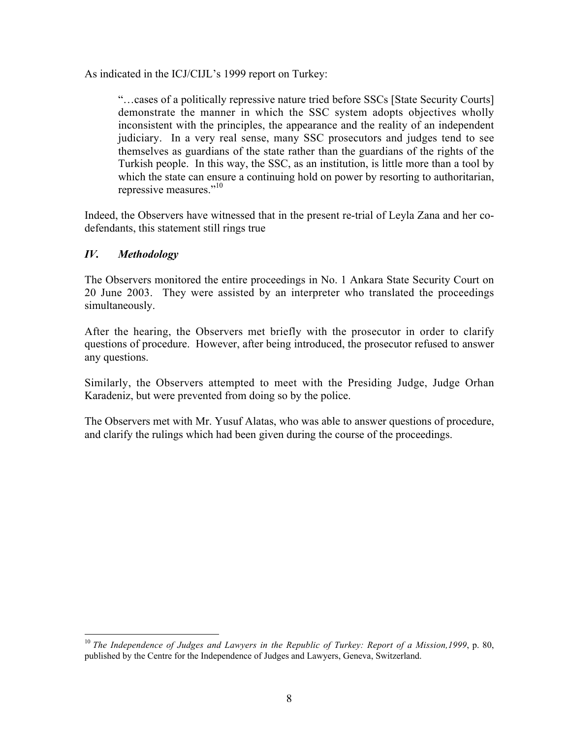As indicated in the ICJ/CIJL's 1999 report on Turkey:

> "…cases of a politically repressive nature tried before SSCs [State Security Courts] demonstrate the manner in which the SSC system adopts objectives wholly inconsistent with the principles, the appearance and the reality of an independent judiciary. In a very real sense, many SSC prosecutors and judges tend to see themselves as guardians of the state rather than the guardians of the rights of the Turkish people. In this way, the SSC, as an institution, is little more than a tool by which the state can ensure a continuing hold on power by resorting to authoritarian, repressive measures."[10]

Indeed, the Observers have witnessed that in the present re-trial of Leyla Zana and her co-defendants, this statement still rings true

## *IV. Methodology*

The Observers monitored the entire proceedings in No. 1 Ankara State Security Court on 20 June 2003. They were assisted by an interpreter who translated the proceedings simultaneously.

After the hearing, the Observers met briefly with the prosecutor in order to clarify questions of procedure. However, after being introduced, the prosecutor refused to answer any questions.

Similarly, the Observers attempted to meet with the Presiding Judge, Judge Orhan Karadeniz, but were prevented from doing so by the police.

The Observers met with Mr. Yusuf Alatas, who was able to answer questions of procedure, and clarify the rulings which had been given during the course of the proceedings.

---

[10] *The Independence of Judges and Lawyers in the Republic of Turkey: Report of a Mission,1999*, p. 80, published by the Centre for the Independence of Judges and Lawyers, Geneva, Switzerland.